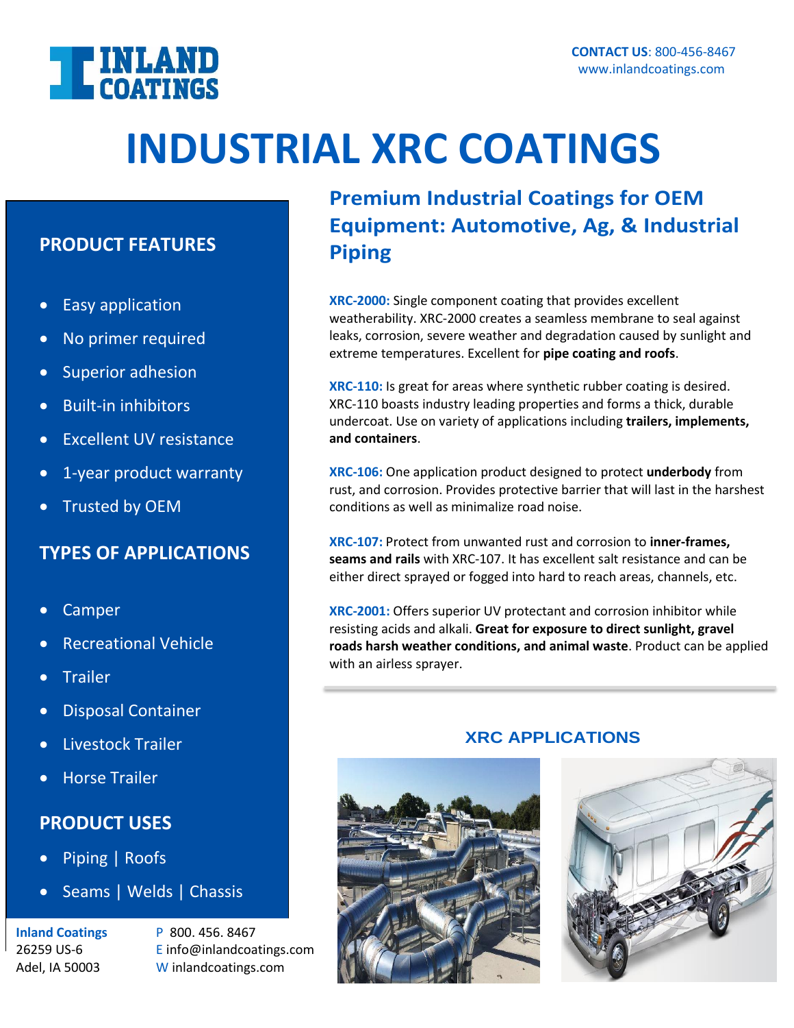INLAND COATINGS

**CONTACT US**: 800-456-8467
www.inlandcoatings.com

# INDUSTRIAL XRC COATINGS

## PRODUCT FEATURES

- Easy application
- No primer required
- Superior adhesion
- Built-in inhibitors
- Excellent UV resistance
- 1-year product warranty
- Trusted by OEM

## TYPES OF APPLICATIONS

- Camper
- Recreational Vehicle
- Trailer
- Disposal Container
- Livestock Trailer
- Horse Trailer

## PRODUCT USES

- Piping | Roofs
- Seams | Welds | Chassis

## Premium Industrial Coatings for OEM Equipment: Automotive, Ag, & Industrial Piping

**XRC-2000:** Single component coating that provides excellent weatherability. XRC-2000 creates a seamless membrane to seal against leaks, corrosion, severe weather and degradation caused by sunlight and extreme temperatures. Excellent for **pipe coating and roofs**.

**XRC-110:** Is great for areas where synthetic rubber coating is desired. XRC-110 boasts industry leading properties and forms a thick, durable undercoat. Use on variety of applications including **trailers, implements, and containers**.

**XRC-106:** One application product designed to protect **underbody** from rust, and corrosion. Provides protective barrier that will last in the harshest conditions as well as minimalize road noise.

**XRC-107:** Protect from unwanted rust and corrosion to **inner-frames, seams and rails** with XRC-107. It has excellent salt resistance and can be either direct sprayed or fogged into hard to reach areas, channels, etc.

**XRC-2001:** Offers superior UV protectant and corrosion inhibitor while resisting acids and alkali. **Great for exposure to direct sunlight, gravel roads harsh weather conditions, and animal waste**. Product can be applied with an airless sprayer.

## XRC APPLICATIONS

**Inland Coatings**
26259 US-6
Adel, IA 50003

P 800. 456. 8467
E info@inlandcoatings.com
W inlandcoatings.com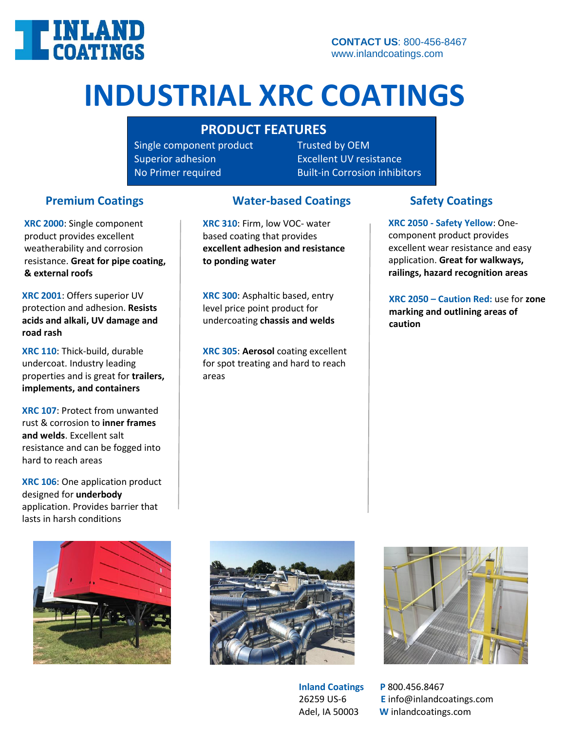**INLAND COATINGS**

**CONTACT US**: 800-456-8467
www.inlandcoatings.com

# INDUSTRIAL XRC COATINGS

## PRODUCT FEATURES

- Single component product
- Superior adhesion
- No Primer required
- Trusted by OEM
- Excellent UV resistance
- Built-in Corrosion inhibitors

### Premium Coatings

**XRC 2000**: Single component product provides excellent weatherability and corrosion resistance. **Great for pipe coating, & external roofs**

**XRC 2001**: Offers superior UV protection and adhesion. **Resists acids and alkali, UV damage and road rash**

**XRC 110**: Thick-build, durable undercoat. Industry leading properties and is great for **trailers, implements, and containers**

**XRC 107**: Protect from unwanted rust & corrosion to **inner frames and welds**. Excellent salt resistance and can be fogged into hard to reach areas

**XRC 106**: One application product designed for **underbody** application. Provides barrier that lasts in harsh conditions

### Water-based Coatings

**XRC 310**: Firm, low VOC- water based coating that provides **excellent adhesion and resistance to ponding water**

**XRC 300**: Asphaltic based, entry level price point product for undercoating **chassis and welds**

**XRC 305**: **Aerosol** coating excellent for spot treating and hard to reach areas

### Safety Coatings

**XRC 2050 - Safety Yellow**: One-component product provides excellent wear resistance and easy application. **Great for walkways, railings, hazard recognition areas**

**XRC 2050 – Caution Red:** use for **zone marking and outlining areas of caution**

**Inland Coatings**
26259 US-6
Adel, IA 50003

**P** 800.456.8467
**E** info@inlandcoatings.com
**W** inlandcoatings.com